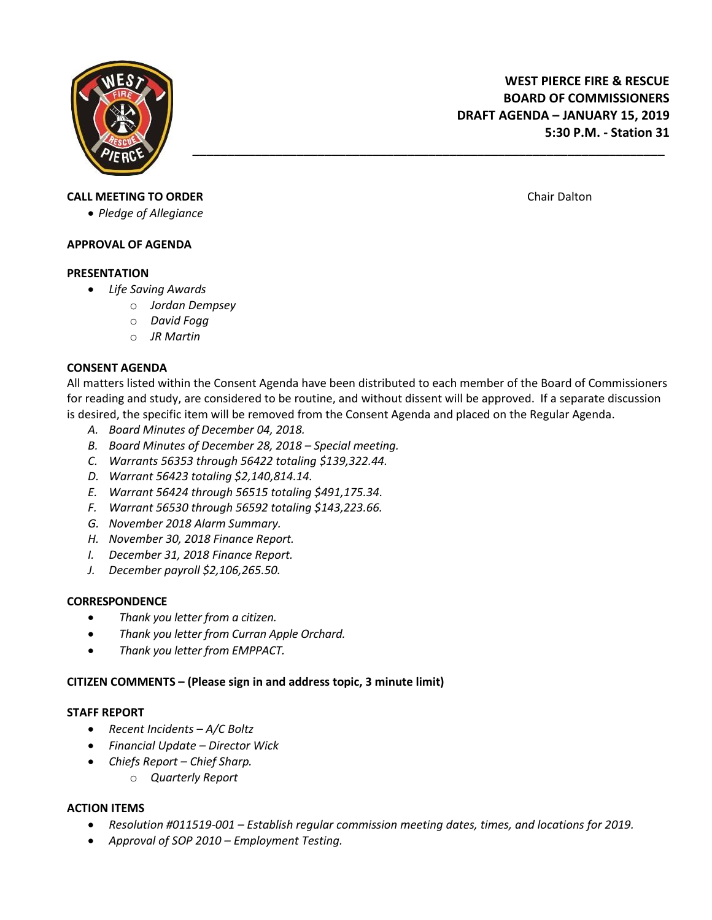**WEST PIERCE FIRE & RESCUE**
**BOARD OF COMMISSIONERS**
**DRAFT AGENDA – JANUARY 15, 2019**
**5:30 P.M. - Station 31**

---

**CALL MEETING TO ORDER** Chair Dalton

- *Pledge of Allegiance*

**APPROVAL OF AGENDA**

**PRESENTATION**

- *Life Saving Awards*
  - *Jordan Dempsey*
  - *David Fogg*
  - *JR Martin*

**CONSENT AGENDA**

All matters listed within the Consent Agenda have been distributed to each member of the Board of Commissioners for reading and study, are considered to be routine, and without dissent will be approved. If a separate discussion is desired, the specific item will be removed from the Consent Agenda and placed on the Regular Agenda.

A. *Board Minutes of December 04, 2018.*
B. *Board Minutes of December 28, 2018 – Special meeting.*
C. *Warrants 56353 through 56422 totaling $139,322.44.*
D. *Warrant 56423 totaling $2,140,814.14.*
E. *Warrant 56424 through 56515 totaling $491,175.34.*
F. *Warrant 56530 through 56592 totaling $143,223.66.*
G. *November 2018 Alarm Summary.*
H. *November 30, 2018 Finance Report.*
I. *December 31, 2018 Finance Report.*
J. *December payroll $2,106,265.50.*

**CORRESPONDENCE**

- *Thank you letter from a citizen.*
- *Thank you letter from Curran Apple Orchard.*
- *Thank you letter from EMPPACT.*

**CITIZEN COMMENTS – (Please sign in and address topic, 3 minute limit)**

**STAFF REPORT**

- *Recent Incidents – A/C Boltz*
- *Financial Update – Director Wick*
- *Chiefs Report – Chief Sharp.*
  - *Quarterly Report*

**ACTION ITEMS**

- *Resolution #011519-001 – Establish regular commission meeting dates, times, and locations for 2019.*
- *Approval of SOP 2010 – Employment Testing.*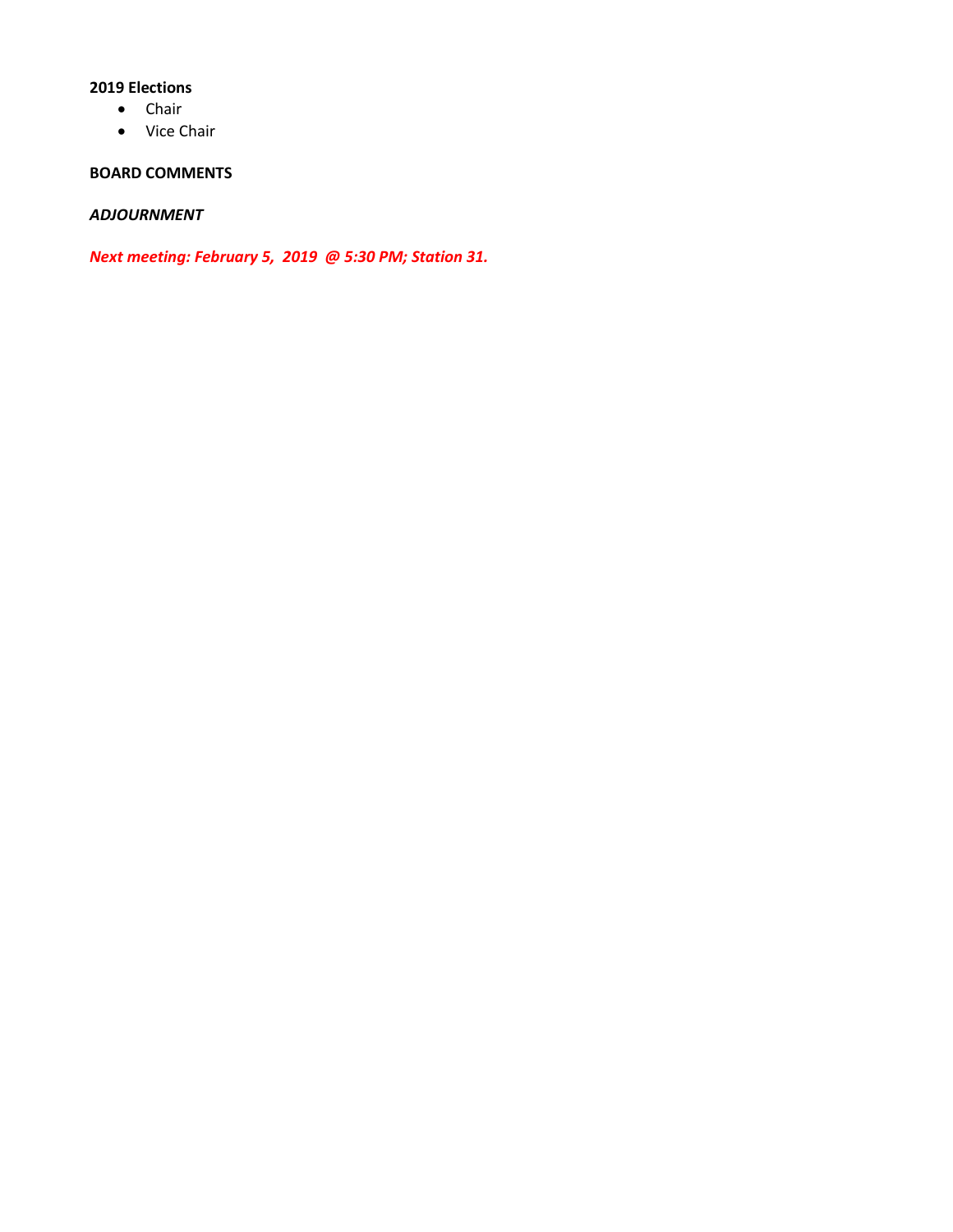**2019 Elections**

- Chair
- Vice Chair

**BOARD COMMENTS**

***ADJOURNMENT***

***Next meeting: February 5, 2019 @ 5:30 PM; Station 31.***